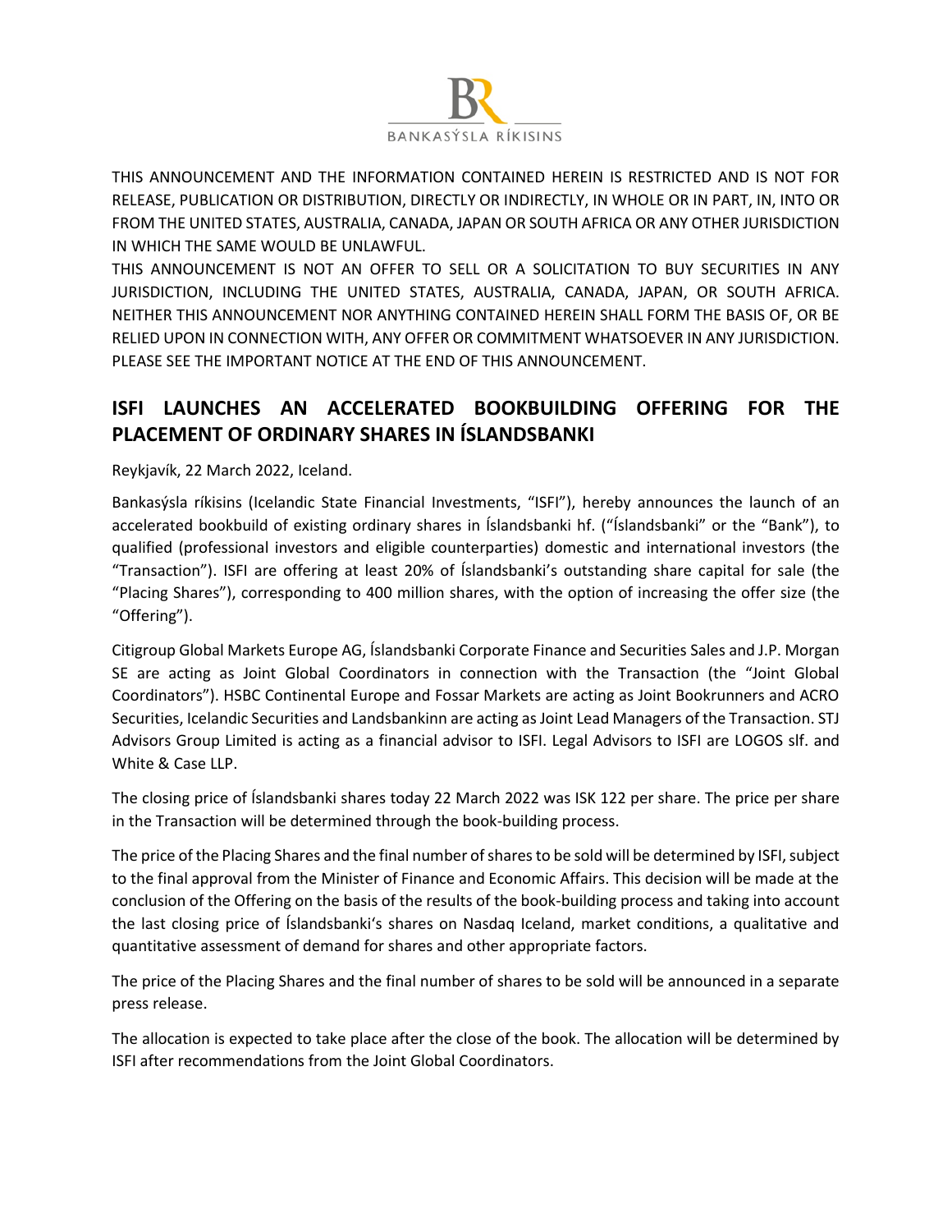BANKASÝSLA RÍKISINS

THIS ANNOUNCEMENT AND THE INFORMATION CONTAINED HEREIN IS RESTRICTED AND IS NOT FOR RELEASE, PUBLICATION OR DISTRIBUTION, DIRECTLY OR INDIRECTLY, IN WHOLE OR IN PART, IN, INTO OR FROM THE UNITED STATES, AUSTRALIA, CANADA, JAPAN OR SOUTH AFRICA OR ANY OTHER JURISDICTION IN WHICH THE SAME WOULD BE UNLAWFUL.

THIS ANNOUNCEMENT IS NOT AN OFFER TO SELL OR A SOLICITATION TO BUY SECURITIES IN ANY JURISDICTION, INCLUDING THE UNITED STATES, AUSTRALIA, CANADA, JAPAN, OR SOUTH AFRICA. NEITHER THIS ANNOUNCEMENT NOR ANYTHING CONTAINED HEREIN SHALL FORM THE BASIS OF, OR BE RELIED UPON IN CONNECTION WITH, ANY OFFER OR COMMITMENT WHATSOEVER IN ANY JURISDICTION. PLEASE SEE THE IMPORTANT NOTICE AT THE END OF THIS ANNOUNCEMENT.

## ISFI LAUNCHES AN ACCELERATED BOOKBUILDING OFFERING FOR THE PLACEMENT OF ORDINARY SHARES IN ÍSLANDSBANKI

Reykjavík, 22 March 2022, Iceland.

Bankasýsla ríkisins (Icelandic State Financial Investments, "ISFI"), hereby announces the launch of an accelerated bookbuild of existing ordinary shares in Íslandsbanki hf. ("Íslandsbanki" or the "Bank"), to qualified (professional investors and eligible counterparties) domestic and international investors (the "Transaction"). ISFI are offering at least 20% of Íslandsbanki's outstanding share capital for sale (the "Placing Shares"), corresponding to 400 million shares, with the option of increasing the offer size (the "Offering").

Citigroup Global Markets Europe AG, Íslandsbanki Corporate Finance and Securities Sales and J.P. Morgan SE are acting as Joint Global Coordinators in connection with the Transaction (the "Joint Global Coordinators"). HSBC Continental Europe and Fossar Markets are acting as Joint Bookrunners and ACRO Securities, Icelandic Securities and Landsbankinn are acting as Joint Lead Managers of the Transaction. STJ Advisors Group Limited is acting as a financial advisor to ISFI. Legal Advisors to ISFI are LOGOS slf. and White & Case LLP.

The closing price of Íslandsbanki shares today 22 March 2022 was ISK 122 per share. The price per share in the Transaction will be determined through the book-building process.

The price of the Placing Shares and the final number of shares to be sold will be determined by ISFI, subject to the final approval from the Minister of Finance and Economic Affairs. This decision will be made at the conclusion of the Offering on the basis of the results of the book-building process and taking into account the last closing price of Íslandsbanki's shares on Nasdaq Iceland, market conditions, a qualitative and quantitative assessment of demand for shares and other appropriate factors.

The price of the Placing Shares and the final number of shares to be sold will be announced in a separate press release.

The allocation is expected to take place after the close of the book. The allocation will be determined by ISFI after recommendations from the Joint Global Coordinators.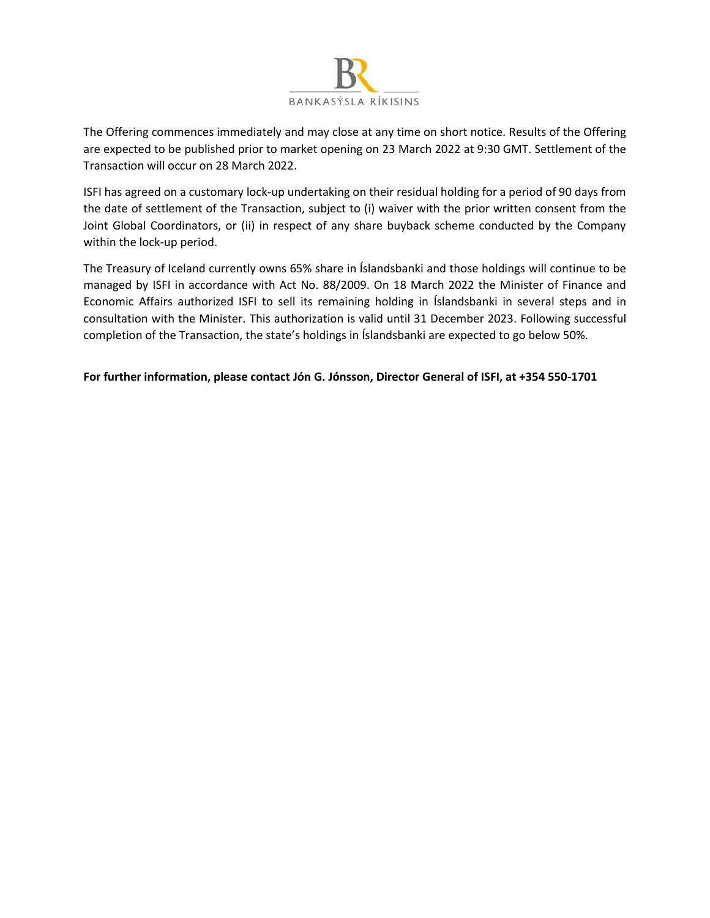The Offering commences immediately and may close at any time on short notice. Results of the Offering are expected to be published prior to market opening on 23 March 2022 at 9:30 GMT. Settlement of the Transaction will occur on 28 March 2022.

ISFI has agreed on a customary lock-up undertaking on their residual holding for a period of 90 days from the date of settlement of the Transaction, subject to (i) waiver with the prior written consent from the Joint Global Coordinators, or (ii) in respect of any share buyback scheme conducted by the Company within the lock-up period.

The Treasury of Iceland currently owns 65% share in Íslandsbanki and those holdings will continue to be managed by ISFI in accordance with Act No. 88/2009. On 18 March 2022 the Minister of Finance and Economic Affairs authorized ISFI to sell its remaining holding in Íslandsbanki in several steps and in consultation with the Minister. This authorization is valid until 31 December 2023. Following successful completion of the Transaction, the state's holdings in Íslandsbanki are expected to go below 50%.

**For further information, please contact Jón G. Jónsson, Director General of ISFI, at +354 550-1701**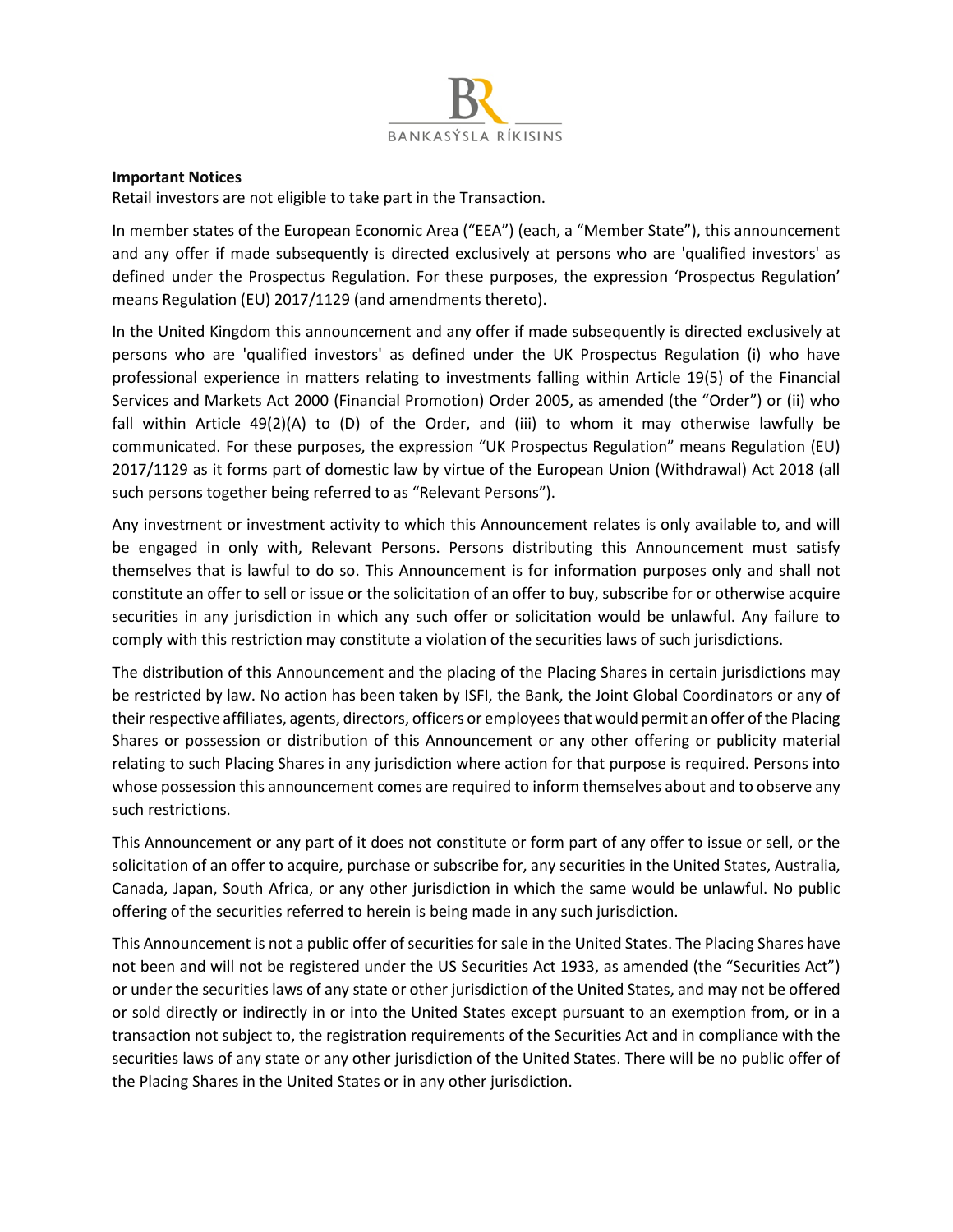**Important Notices**

Retail investors are not eligible to take part in the Transaction.

In member states of the European Economic Area ("EEA") (each, a "Member State"), this announcement and any offer if made subsequently is directed exclusively at persons who are 'qualified investors' as defined under the Prospectus Regulation. For these purposes, the expression 'Prospectus Regulation' means Regulation (EU) 2017/1129 (and amendments thereto).

In the United Kingdom this announcement and any offer if made subsequently is directed exclusively at persons who are 'qualified investors' as defined under the UK Prospectus Regulation (i) who have professional experience in matters relating to investments falling within Article 19(5) of the Financial Services and Markets Act 2000 (Financial Promotion) Order 2005, as amended (the "Order") or (ii) who fall within Article 49(2)(A) to (D) of the Order, and (iii) to whom it may otherwise lawfully be communicated. For these purposes, the expression "UK Prospectus Regulation" means Regulation (EU) 2017/1129 as it forms part of domestic law by virtue of the European Union (Withdrawal) Act 2018 (all such persons together being referred to as "Relevant Persons").

Any investment or investment activity to which this Announcement relates is only available to, and will be engaged in only with, Relevant Persons. Persons distributing this Announcement must satisfy themselves that is lawful to do so. This Announcement is for information purposes only and shall not constitute an offer to sell or issue or the solicitation of an offer to buy, subscribe for or otherwise acquire securities in any jurisdiction in which any such offer or solicitation would be unlawful. Any failure to comply with this restriction may constitute a violation of the securities laws of such jurisdictions.

The distribution of this Announcement and the placing of the Placing Shares in certain jurisdictions may be restricted by law. No action has been taken by ISFI, the Bank, the Joint Global Coordinators or any of their respective affiliates, agents, directors, officers or employees that would permit an offer of the Placing Shares or possession or distribution of this Announcement or any other offering or publicity material relating to such Placing Shares in any jurisdiction where action for that purpose is required. Persons into whose possession this announcement comes are required to inform themselves about and to observe any such restrictions.

This Announcement or any part of it does not constitute or form part of any offer to issue or sell, or the solicitation of an offer to acquire, purchase or subscribe for, any securities in the United States, Australia, Canada, Japan, South Africa, or any other jurisdiction in which the same would be unlawful. No public offering of the securities referred to herein is being made in any such jurisdiction.

This Announcement is not a public offer of securities for sale in the United States. The Placing Shares have not been and will not be registered under the US Securities Act 1933, as amended (the "Securities Act") or under the securities laws of any state or other jurisdiction of the United States, and may not be offered or sold directly or indirectly in or into the United States except pursuant to an exemption from, or in a transaction not subject to, the registration requirements of the Securities Act and in compliance with the securities laws of any state or any other jurisdiction of the United States. There will be no public offer of the Placing Shares in the United States or in any other jurisdiction.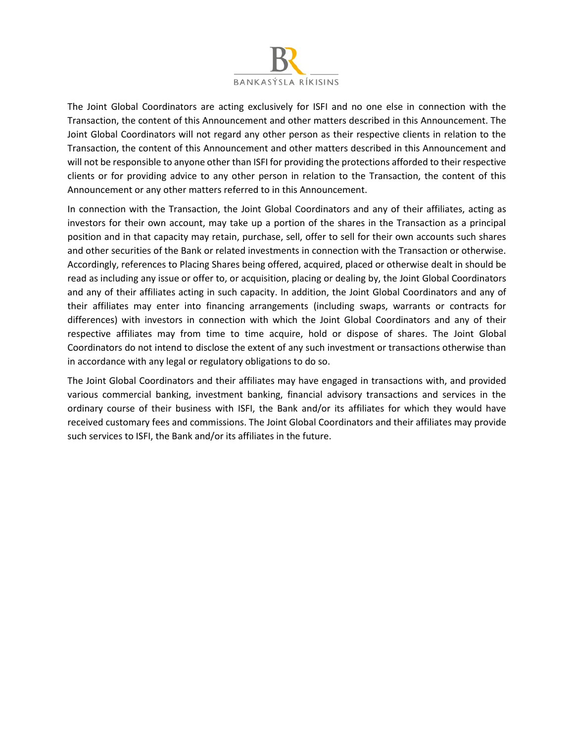The Joint Global Coordinators are acting exclusively for ISFI and no one else in connection with the Transaction, the content of this Announcement and other matters described in this Announcement. The Joint Global Coordinators will not regard any other person as their respective clients in relation to the Transaction, the content of this Announcement and other matters described in this Announcement and will not be responsible to anyone other than ISFI for providing the protections afforded to their respective clients or for providing advice to any other person in relation to the Transaction, the content of this Announcement or any other matters referred to in this Announcement.

In connection with the Transaction, the Joint Global Coordinators and any of their affiliates, acting as investors for their own account, may take up a portion of the shares in the Transaction as a principal position and in that capacity may retain, purchase, sell, offer to sell for their own accounts such shares and other securities of the Bank or related investments in connection with the Transaction or otherwise. Accordingly, references to Placing Shares being offered, acquired, placed or otherwise dealt in should be read as including any issue or offer to, or acquisition, placing or dealing by, the Joint Global Coordinators and any of their affiliates acting in such capacity. In addition, the Joint Global Coordinators and any of their affiliates may enter into financing arrangements (including swaps, warrants or contracts for differences) with investors in connection with which the Joint Global Coordinators and any of their respective affiliates may from time to time acquire, hold or dispose of shares. The Joint Global Coordinators do not intend to disclose the extent of any such investment or transactions otherwise than in accordance with any legal or regulatory obligations to do so.

The Joint Global Coordinators and their affiliates may have engaged in transactions with, and provided various commercial banking, investment banking, financial advisory transactions and services in the ordinary course of their business with ISFI, the Bank and/or its affiliates for which they would have received customary fees and commissions. The Joint Global Coordinators and their affiliates may provide such services to ISFI, the Bank and/or its affiliates in the future.